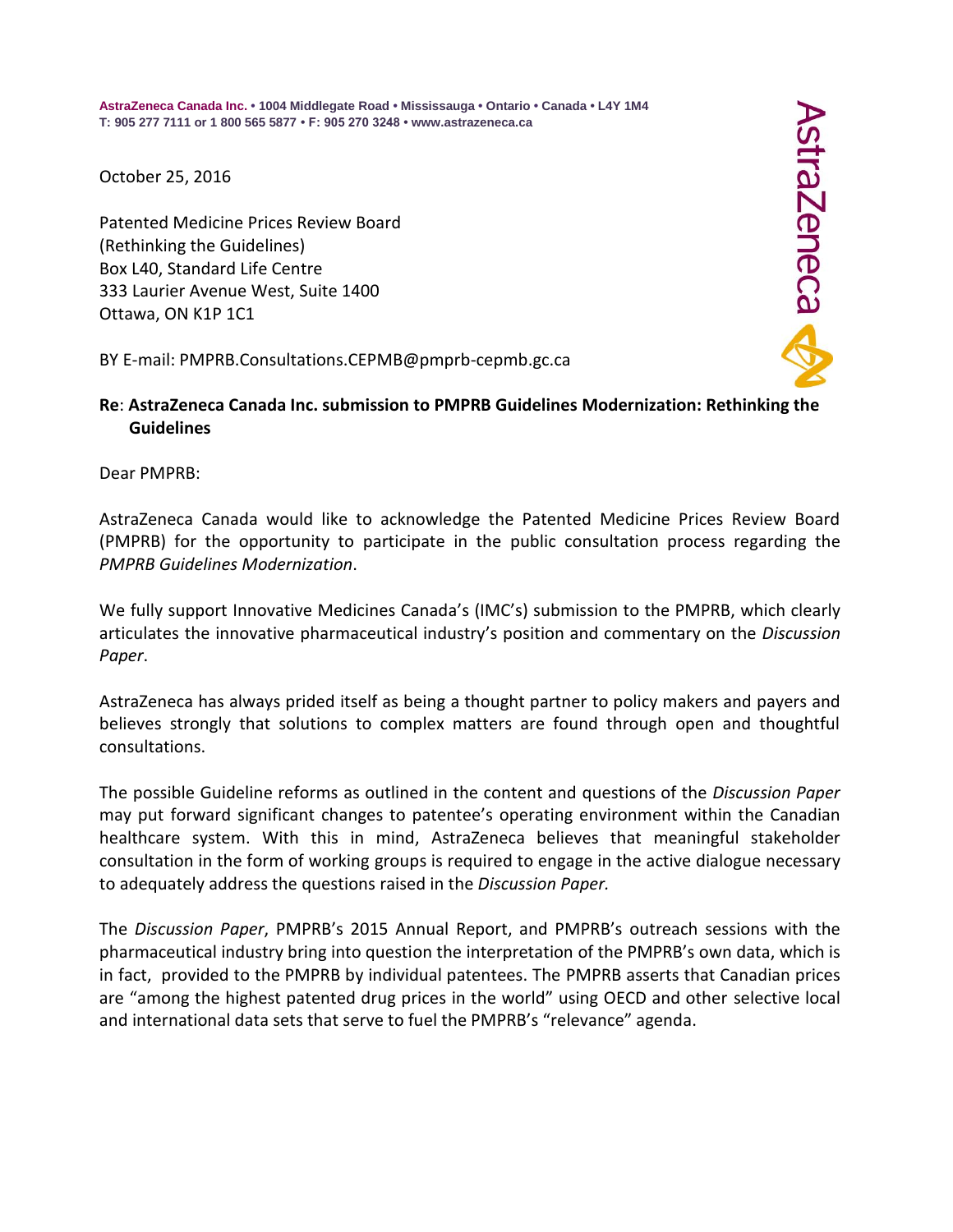**AstraZeneca Canada Inc.** • **1004 Middlegate Road • Mississauga • Ontario • Canada • L4Y 1M4**
**T: 905 277 7111 or 1 800 565 5877 • F: 905 270 3248 • www.astrazeneca.ca**

AstraZeneca

October 25, 2016

Patented Medicine Prices Review Board
(Rethinking the Guidelines)
Box L40, Standard Life Centre
333 Laurier Avenue West, Suite 1400
Ottawa, ON K1P 1C1

BY E-mail: PMPRB.Consultations.CEPMB@pmprb-cepmb.gc.ca

**Re**: **AstraZeneca Canada Inc. submission to PMPRB Guidelines Modernization: Rethinking the Guidelines**

Dear PMPRB:

AstraZeneca Canada would like to acknowledge the Patented Medicine Prices Review Board (PMPRB) for the opportunity to participate in the public consultation process regarding the *PMPRB Guidelines Modernization*.

We fully support Innovative Medicines Canada's (IMC's) submission to the PMPRB, which clearly articulates the innovative pharmaceutical industry's position and commentary on the *Discussion Paper*.

AstraZeneca has always prided itself as being a thought partner to policy makers and payers and believes strongly that solutions to complex matters are found through open and thoughtful consultations.

The possible Guideline reforms as outlined in the content and questions of the *Discussion Paper* may put forward significant changes to patentee's operating environment within the Canadian healthcare system. With this in mind, AstraZeneca believes that meaningful stakeholder consultation in the form of working groups is required to engage in the active dialogue necessary to adequately address the questions raised in the *Discussion Paper.*

The *Discussion Paper*, PMPRB's 2015 Annual Report, and PMPRB's outreach sessions with the pharmaceutical industry bring into question the interpretation of the PMPRB's own data, which is in fact, provided to the PMPRB by individual patentees. The PMPRB asserts that Canadian prices are "among the highest patented drug prices in the world" using OECD and other selective local and international data sets that serve to fuel the PMPRB's "relevance" agenda.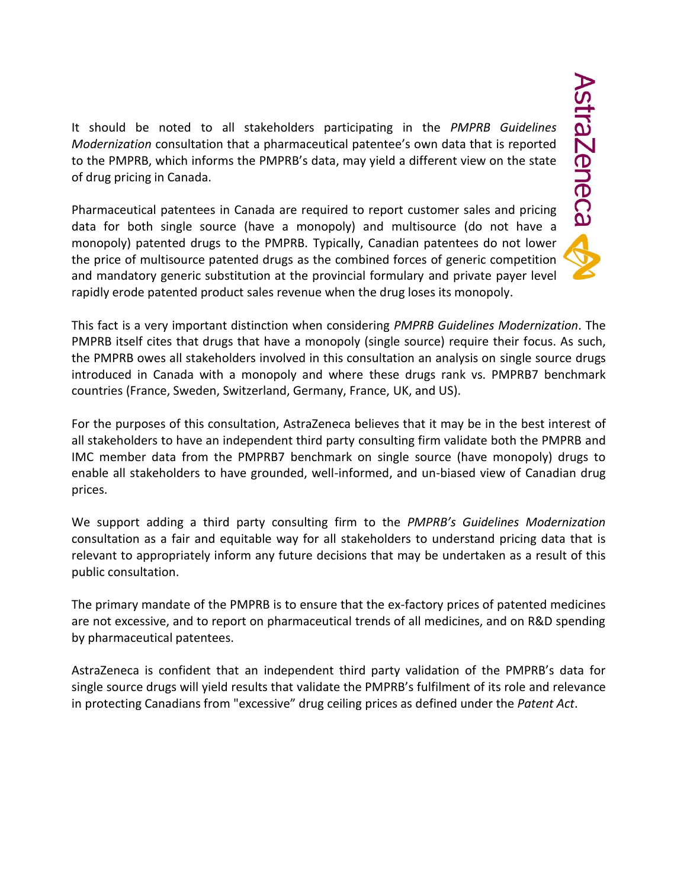It should be noted to all stakeholders participating in the *PMPRB Guidelines Modernization* consultation that a pharmaceutical patentee's own data that is reported to the PMPRB, which informs the PMPRB's data, may yield a different view on the state of drug pricing in Canada.

Pharmaceutical patentees in Canada are required to report customer sales and pricing data for both single source (have a monopoly) and multisource (do not have a monopoly) patented drugs to the PMPRB. Typically, Canadian patentees do not lower the price of multisource patented drugs as the combined forces of generic competition and mandatory generic substitution at the provincial formulary and private payer level rapidly erode patented product sales revenue when the drug loses its monopoly.

This fact is a very important distinction when considering *PMPRB Guidelines Modernization*. The PMPRB itself cites that drugs that have a monopoly (single source) require their focus. As such, the PMPRB owes all stakeholders involved in this consultation an analysis on single source drugs introduced in Canada with a monopoly and where these drugs rank vs. PMPRB7 benchmark countries (France, Sweden, Switzerland, Germany, France, UK, and US).

For the purposes of this consultation, AstraZeneca believes that it may be in the best interest of all stakeholders to have an independent third party consulting firm validate both the PMPRB and IMC member data from the PMPRB7 benchmark on single source (have monopoly) drugs to enable all stakeholders to have grounded, well-informed, and un-biased view of Canadian drug prices.

We support adding a third party consulting firm to the *PMPRB's Guidelines Modernization* consultation as a fair and equitable way for all stakeholders to understand pricing data that is relevant to appropriately inform any future decisions that may be undertaken as a result of this public consultation.

The primary mandate of the PMPRB is to ensure that the ex-factory prices of patented medicines are not excessive, and to report on pharmaceutical trends of all medicines, and on R&D spending by pharmaceutical patentees.

AstraZeneca is confident that an independent third party validation of the PMPRB's data for single source drugs will yield results that validate the PMPRB's fulfilment of its role and relevance in protecting Canadians from "excessive" drug ceiling prices as defined under the *Patent Act*.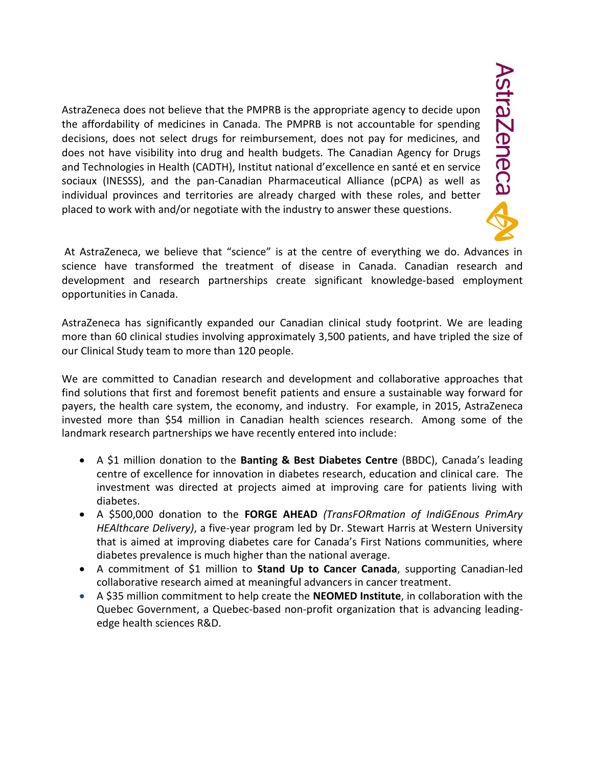AstraZeneca does not believe that the PMPRB is the appropriate agency to decide upon the affordability of medicines in Canada. The PMPRB is not accountable for spending decisions, does not select drugs for reimbursement, does not pay for medicines, and does not have visibility into drug and health budgets. The Canadian Agency for Drugs and Technologies in Health (CADTH), Institut national d'excellence en santé et en service sociaux (INESSS), and the pan-Canadian Pharmaceutical Alliance (pCPA) as well as individual provinces and territories are already charged with these roles, and better placed to work with and/or negotiate with the industry to answer these questions.

At AstraZeneca, we believe that "science" is at the centre of everything we do. Advances in science have transformed the treatment of disease in Canada. Canadian research and development and research partnerships create significant knowledge-based employment opportunities in Canada.

AstraZeneca has significantly expanded our Canadian clinical study footprint. We are leading more than 60 clinical studies involving approximately 3,500 patients, and have tripled the size of our Clinical Study team to more than 120 people.

We are committed to Canadian research and development and collaborative approaches that find solutions that first and foremost benefit patients and ensure a sustainable way forward for payers, the health care system, the economy, and industry. For example, in 2015, AstraZeneca invested more than $54 million in Canadian health sciences research. Among some of the landmark research partnerships we have recently entered into include:

- A $1 million donation to the **Banting & Best Diabetes Centre** (BBDC), Canada's leading centre of excellence for innovation in diabetes research, education and clinical care. The investment was directed at projects aimed at improving care for patients living with diabetes.
- A $500,000 donation to the **FORGE AHEAD** *(TransFORmation of IndiGEnous PrimAry HEAlthcare Delivery)*, a five-year program led by Dr. Stewart Harris at Western University that is aimed at improving diabetes care for Canada's First Nations communities, where diabetes prevalence is much higher than the national average.
- A commitment of $1 million to **Stand Up to Cancer Canada**, supporting Canadian-led collaborative research aimed at meaningful advancers in cancer treatment.
- A $35 million commitment to help create the **NEOMED Institute**, in collaboration with the Quebec Government, a Quebec-based non-profit organization that is advancing leading-edge health sciences R&D.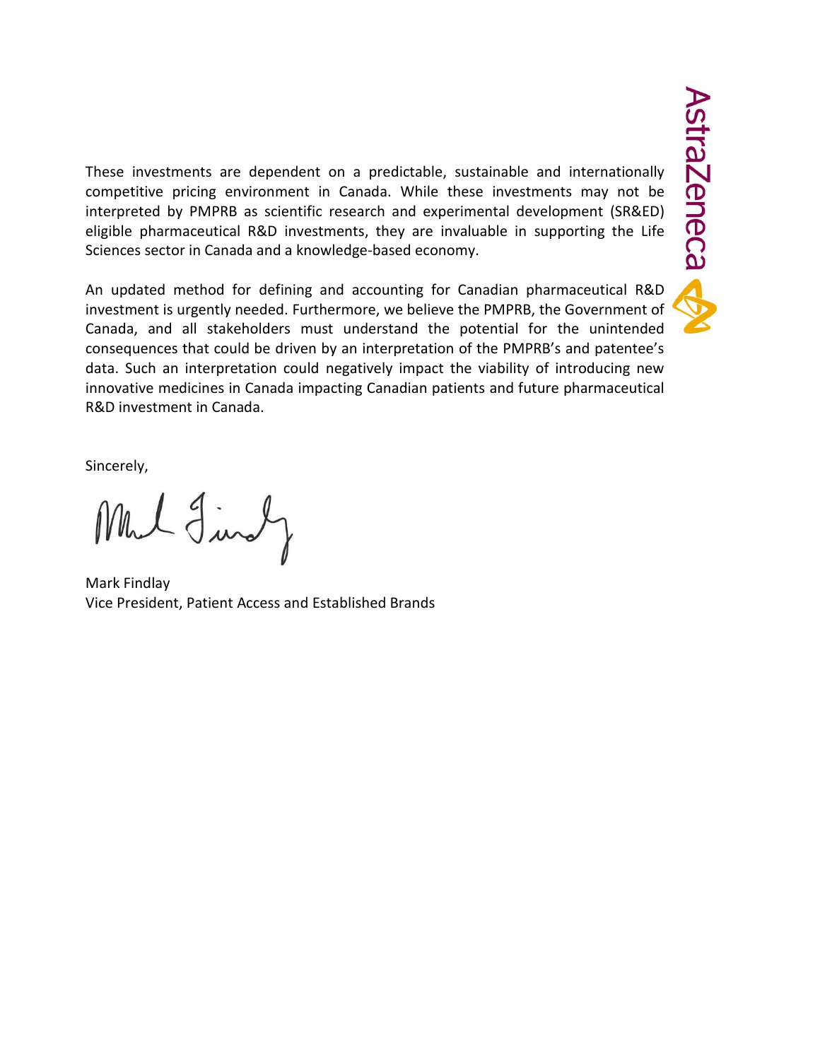These investments are dependent on a predictable, sustainable and internationally competitive pricing environment in Canada. While these investments may not be interpreted by PMPRB as scientific research and experimental development (SR&ED) eligible pharmaceutical R&D investments, they are invaluable in supporting the Life Sciences sector in Canada and a knowledge-based economy.

An updated method for defining and accounting for Canadian pharmaceutical R&D investment is urgently needed. Furthermore, we believe the PMPRB, the Government of Canada, and all stakeholders must understand the potential for the unintended consequences that could be driven by an interpretation of the PMPRB's and patentee's data. Such an interpretation could negatively impact the viability of introducing new innovative medicines in Canada impacting Canadian patients and future pharmaceutical R&D investment in Canada.

Sincerely,

Mark Findlay
Vice President, Patient Access and Established Brands